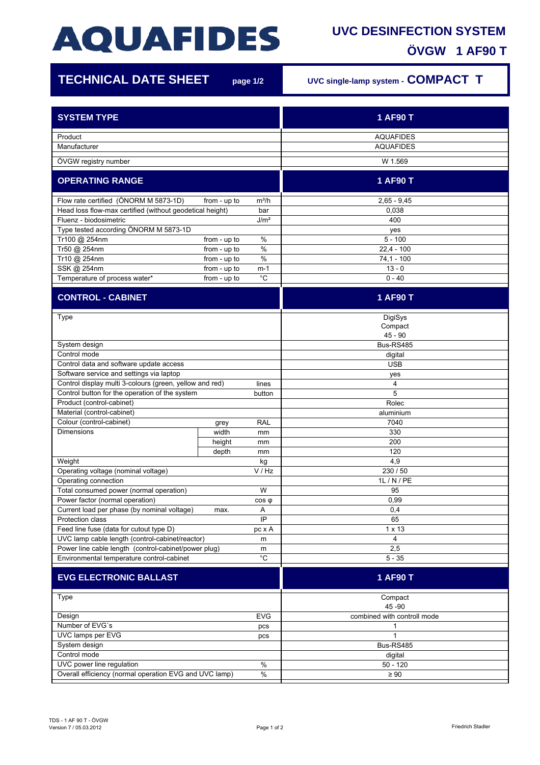# AQUAFIDES

## UVC DESINFECTION SYSTEM

## ÖVGW 1 AF90 T

## TECHNICAL DATE SHEET page 1/2

UVC single-lamp system - **COMPACT T**

| SYSTEM TYPE | | | 1 AF90 T |
|---|---|---|---|
| Product | | | AQUAFIDES |
| Manufacturer | | | AQUAFIDES |
| ÖVGW registry number | | | W 1.569 |
| **OPERATING RANGE** | | | **1 AF90 T** |
| Flow rate certified (ÖNORM M 5873-1D) | from - up to | m³/h | 2,65 - 9,45 |
| Head loss flow-max certified (without geodetical height) | | bar | 0,038 |
| Fluenz - biodosimetric | | J/m² | 400 |
| Type tested according ÖNORM M 5873-1D | | | yes |
| Tr100 @ 254nm | from - up to | % | 5 - 100 |
| Tr50 @ 254nm | from - up to | % | 22,4 - 100 |
| Tr10 @ 254nm | from - up to | % | 74,1 - 100 |
| SSK @ 254nm | from - up to | m-1 | 13 - 0 |
| Temperature of process water* | from - up to | °C | 0 - 40 |
| **CONTROL - CABINET** | | | **1 AF90 T** |
| Type | | | DigiSys Compact 45 - 90 |
| System design | | | Bus-RS485 |
| Control mode | | | digital |
| Control data and software update access | | | USB |
| Software service and settings via laptop | | | yes |
| Control display multi 3-colours (green, yellow and red) | | lines | 4 |
| Control button for the operation of the system | | button | 5 |
| Product (control-cabinet) | | | Rolec |
| Material (control-cabinet) | | | aluminium |
| Colour (control-cabinet) | grey | RAL | 7040 |
| Dimensions | width | mm | 330 |
| | height | mm | 200 |
| | depth | mm | 120 |
| Weight | | kg | 4,9 |
| Operating voltage (nominal voltage) | | V / Hz | 230 / 50 |
| Operating connection | | | 1L / N / PE |
| Total consumed power (normal operation) | | W | 95 |
| Power factor (normal operation) | | cos φ | 0,99 |
| Current load per phase (by nominal voltage) | max. | A | 0,4 |
| Protection class | | IP | 65 |
| Feed line fuse (data for cutout type D) | | pc x A | 1 x 13 |
| UVC lamp cable length (control-cabinet/reactor) | | m | 4 |
| Power line cable length (control-cabinet/power plug) | | m | 2,5 |
| Environmental temperature control-cabinet | | °C | 5 - 35 |
| **EVG ELECTRONIC BALLAST** | | | **1 AF90 T** |
| Type | | | Compact 45 -90 |
| Design | | EVG | combined with controll mode |
| Number of EVG´s | | pcs | 1 |
| UVC lamps per EVG | | pcs | 1 |
| System design | | | Bus-RS485 |
| Control mode | | | digital |
| UVC power line regulation | | % | 50 - 120 |
| Overall efficiency (normal operation EVG and UVC lamp) | | % | ≥ 90 |

TDS - 1 AF 90 T - ÖVGW
Version 7 / 05.03.2012

Friedrich Stadler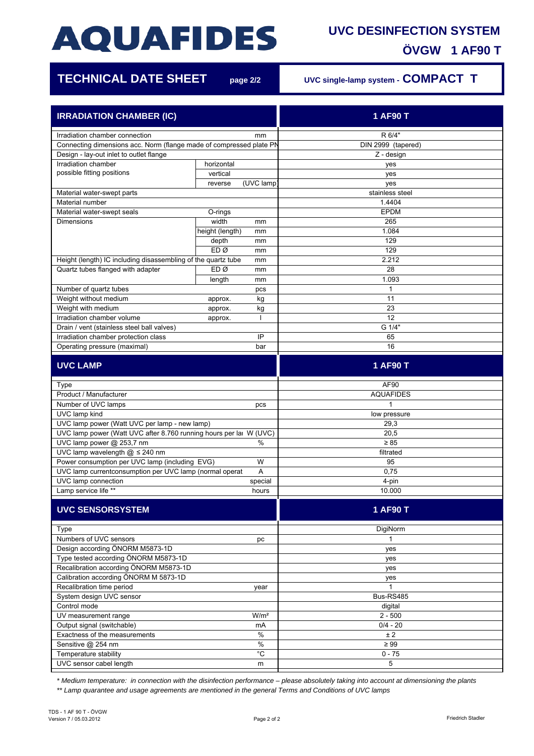# AQUAFIDES

## UVC DESINFECTION SYSTEM

## ÖVGW 1 AF90 T

## TECHNICAL DATE SHEET page 2/2

UVC single-lamp system - **COMPACT T**

| IRRADIATION CHAMBER (IC) | | | 1 AF90 T |
|---|---|---|---|
| Irradiation chamber connection | | mm | R 6/4" |
| Connecting dimensions acc. Norm (flange made of compressed plate PN | | | DIN 2999 (tapered) |
| Design - lay-out inlet to outlet flange | | | Z - design |
| Irradiation chamber possible fitting positions | horizontal | | yes |
| | vertical | | yes |
| | reverse | (UVC lamp) | yes |
| Material water-swept parts | | | stainless steel |
| Material number | | | 1.4404 |
| Material water-swept seals | O-rings | | EPDM |
| Dimensions | width | mm | 265 |
| | height (length) | mm | 1.084 |
| | depth | mm | 129 |
| | ED Ø | mm | 129 |
| Height (length) IC including disassembling of the quartz tube | | mm | 2.212 |
| Quartz tubes flanged with adapter | ED Ø | mm | 28 |
| | length | mm | 1.093 |
| Number of quartz tubes | | pcs | 1 |
| Weight without medium | approx. | kg | 11 |
| Weight with medium | approx. | kg | 23 |
| Irradiation chamber volume | approx. | l | 12 |
| Drain / vent (stainless steel ball valves) | | | G 1/4" |
| Irradiation chamber protection class | | IP | 65 |
| Operating pressure (maximal) | | bar | 16 |

| UVC LAMP | | 1 AF90 T |
|---|---|---|
| Type | | AF90 |
| Product / Manufacturer | | AQUAFIDES |
| Number of UVC lamps | pcs | 1 |
| UVC lamp kind | | low pressure |
| UVC lamp power (Watt UVC per lamp - new lamp) | | 29,3 |
| UVC lamp power (Watt UVC after 8.760 running hours per la | W (UVC) | 20,5 |
| UVC lamp power @ 253,7 nm | % | ≥ 85 |
| UVC lamp wavelength @ ≤ 240 nm | | filtrated |
| Power consumption per UVC lamp (including EVG) | W | 95 |
| UVC lamp currentconsumption per UVC lamp (normal operat | A | 0,75 |
| UVC lamp connection | special | 4-pin |
| Lamp service life ** | hours | 10.000 |

| UVC SENSORSYSTEM | | 1 AF90 T |
|---|---|---|
| Type | | DigiNorm |
| Numbers of UVC sensors | pc | 1 |
| Design according ÖNORM M5873-1D | | yes |
| Type tested according ÖNORM M5873-1D | | yes |
| Recalibration according ÖNORM M5873-1D | | yes |
| Calibration according ÖNORM M 5873-1D | | yes |
| Recalibration time period | year | 1 |
| System design UVC sensor | | Bus-RS485 |
| Control mode | | digital |
| UV measurement range | W/m² | 2 - 500 |
| Output signal (switchable) | mA | 0/4 - 20 |
| Exactness of the measurements | % | ± 2 |
| Sensitive @ 254 nm | % | ≥ 99 |
| Temperature stability | °C | 0 - 75 |
| UVC sensor cabel length | m | 5 |

*\* Medium temperature: in connection with the disinfection performance – please absolutely taking into account at dimensioning the plants*

*\*\* Lamp quarantee and usage agreements are mentioned in the general Terms and Conditions of UVC lamps*

TDS - 1 AF 90 T - ÖVGW
Version 7 / 05.03.2012

Friedrich Stadler